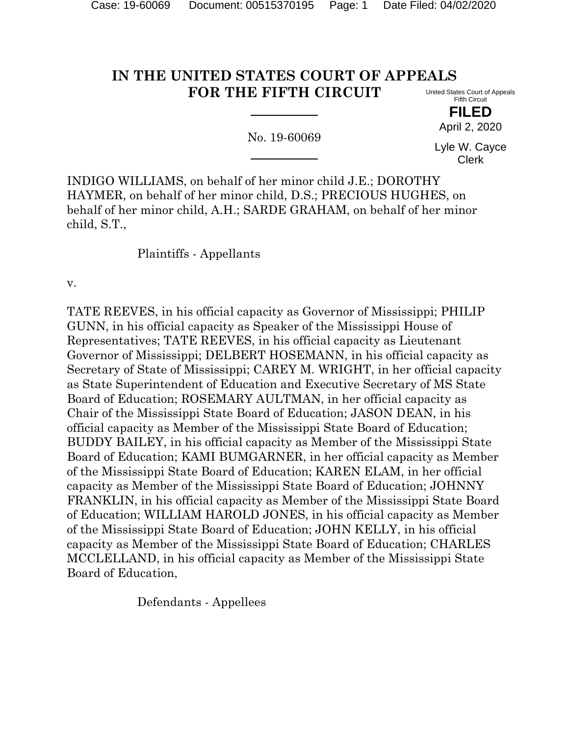# IN THE UNITED STATES COURT OF APPEALS FOR THE FIFTH CIRCUIT

United States Court of Appeals
Fifth Circuit

**FILED**

April 2, 2020

Lyle W. Cayce
Clerk

No. 19-60069

INDIGO WILLIAMS, on behalf of her minor child J.E.; DOROTHY HAYMER, on behalf of her minor child, D.S.; PRECIOUS HUGHES, on behalf of her minor child, A.H.; SARDE GRAHAM, on behalf of her minor child, S.T.,

Plaintiffs - Appellants

v.

TATE REEVES, in his official capacity as Governor of Mississippi; PHILIP GUNN, in his official capacity as Speaker of the Mississippi House of Representatives; TATE REEVES, in his official capacity as Lieutenant Governor of Mississippi; DELBERT HOSEMANN, in his official capacity as Secretary of State of Mississippi; CAREY M. WRIGHT, in her official capacity as State Superintendent of Education and Executive Secretary of MS State Board of Education; ROSEMARY AULTMAN, in her official capacity as Chair of the Mississippi State Board of Education; JASON DEAN, in his official capacity as Member of the Mississippi State Board of Education; BUDDY BAILEY, in his official capacity as Member of the Mississippi State Board of Education; KAMI BUMGARNER, in her official capacity as Member of the Mississippi State Board of Education; KAREN ELAM, in her official capacity as Member of the Mississippi State Board of Education; JOHNNY FRANKLIN, in his official capacity as Member of the Mississippi State Board of Education; WILLIAM HAROLD JONES, in his official capacity as Member of the Mississippi State Board of Education; JOHN KELLY, in his official capacity as Member of the Mississippi State Board of Education; CHARLES MCCLELLAND, in his official capacity as Member of the Mississippi State Board of Education,

Defendants - Appellees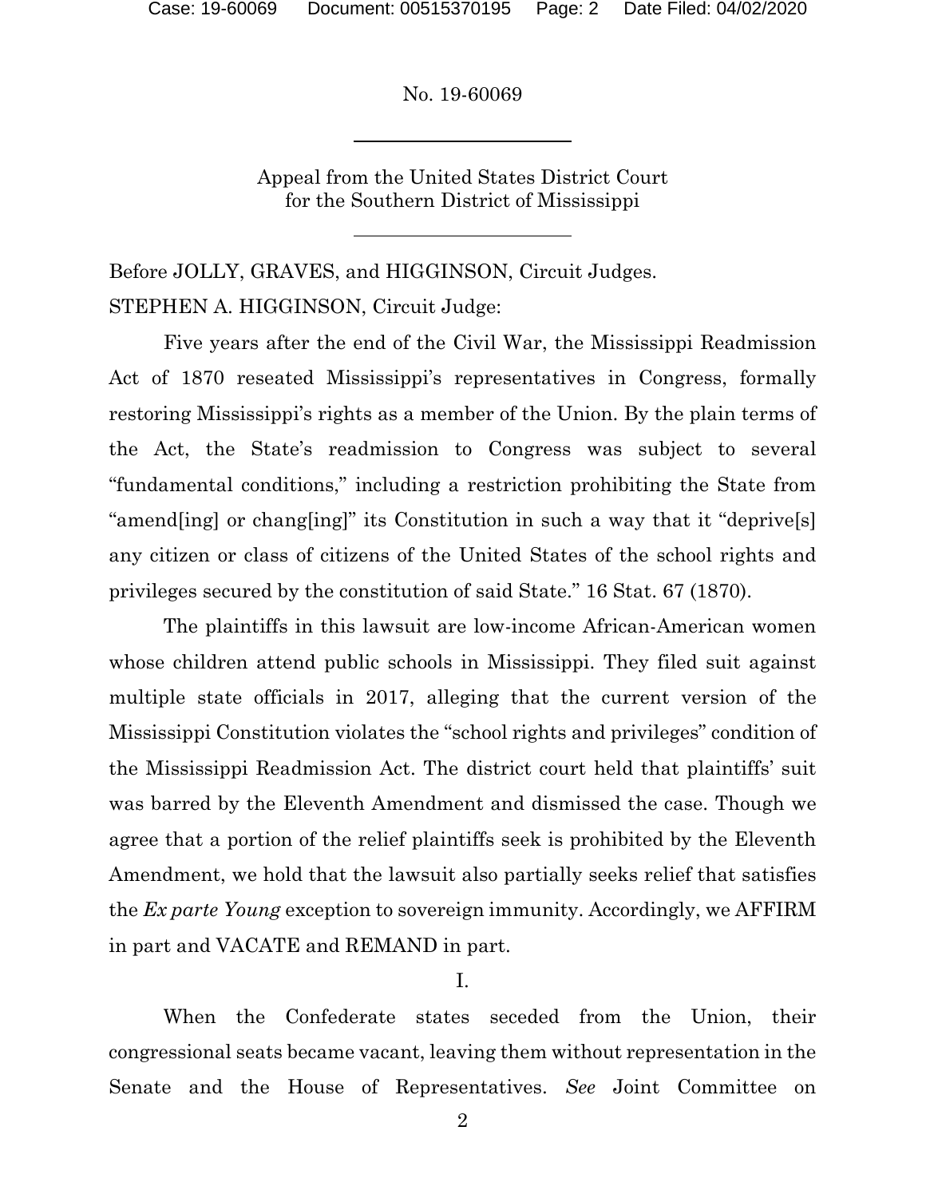No. 19-60069

Appeal from the United States District Court for the Southern District of Mississippi

Before JOLLY, GRAVES, and HIGGINSON, Circuit Judges.

STEPHEN A. HIGGINSON, Circuit Judge:

Five years after the end of the Civil War, the Mississippi Readmission Act of 1870 reseated Mississippi's representatives in Congress, formally restoring Mississippi's rights as a member of the Union. By the plain terms of the Act, the State's readmission to Congress was subject to several "fundamental conditions," including a restriction prohibiting the State from "amend[ing] or chang[ing]" its Constitution in such a way that it "deprive[s] any citizen or class of citizens of the United States of the school rights and privileges secured by the constitution of said State." 16 Stat. 67 (1870).

The plaintiffs in this lawsuit are low-income African-American women whose children attend public schools in Mississippi. They filed suit against multiple state officials in 2017, alleging that the current version of the Mississippi Constitution violates the "school rights and privileges" condition of the Mississippi Readmission Act. The district court held that plaintiffs' suit was barred by the Eleventh Amendment and dismissed the case. Though we agree that a portion of the relief plaintiffs seek is prohibited by the Eleventh Amendment, we hold that the lawsuit also partially seeks relief that satisfies the *Ex parte Young* exception to sovereign immunity. Accordingly, we AFFIRM in part and VACATE and REMAND in part.

## I.

When the Confederate states seceded from the Union, their congressional seats became vacant, leaving them without representation in the Senate and the House of Representatives. *See* Joint Committee on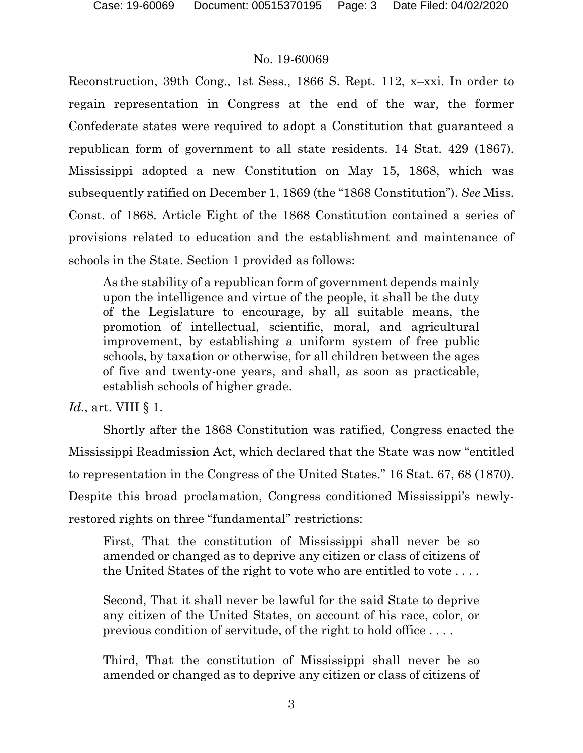Reconstruction, 39th Cong., 1st Sess., 1866 S. Rept. 112, x–xxi. In order to regain representation in Congress at the end of the war, the former Confederate states were required to adopt a Constitution that guaranteed a republican form of government to all state residents. 14 Stat. 429 (1867). Mississippi adopted a new Constitution on May 15, 1868, which was subsequently ratified on December 1, 1869 (the "1868 Constitution"). *See* Miss. Const. of 1868. Article Eight of the 1868 Constitution contained a series of provisions related to education and the establishment and maintenance of schools in the State. Section 1 provided as follows:

> As the stability of a republican form of government depends mainly upon the intelligence and virtue of the people, it shall be the duty of the Legislature to encourage, by all suitable means, the promotion of intellectual, scientific, moral, and agricultural improvement, by establishing a uniform system of free public schools, by taxation or otherwise, for all children between the ages of five and twenty-one years, and shall, as soon as practicable, establish schools of higher grade.

*Id.*, art. VIII § 1.

Shortly after the 1868 Constitution was ratified, Congress enacted the Mississippi Readmission Act, which declared that the State was now "entitled to representation in the Congress of the United States." 16 Stat. 67, 68 (1870). Despite this broad proclamation, Congress conditioned Mississippi's newly-restored rights on three "fundamental" restrictions:

> First, That the constitution of Mississippi shall never be so amended or changed as to deprive any citizen or class of citizens of the United States of the right to vote who are entitled to vote . . . .
>
> Second, That it shall never be lawful for the said State to deprive any citizen of the United States, on account of his race, color, or previous condition of servitude, of the right to hold office . . . .
>
> Third, That the constitution of Mississippi shall never be so amended or changed as to deprive any citizen or class of citizens of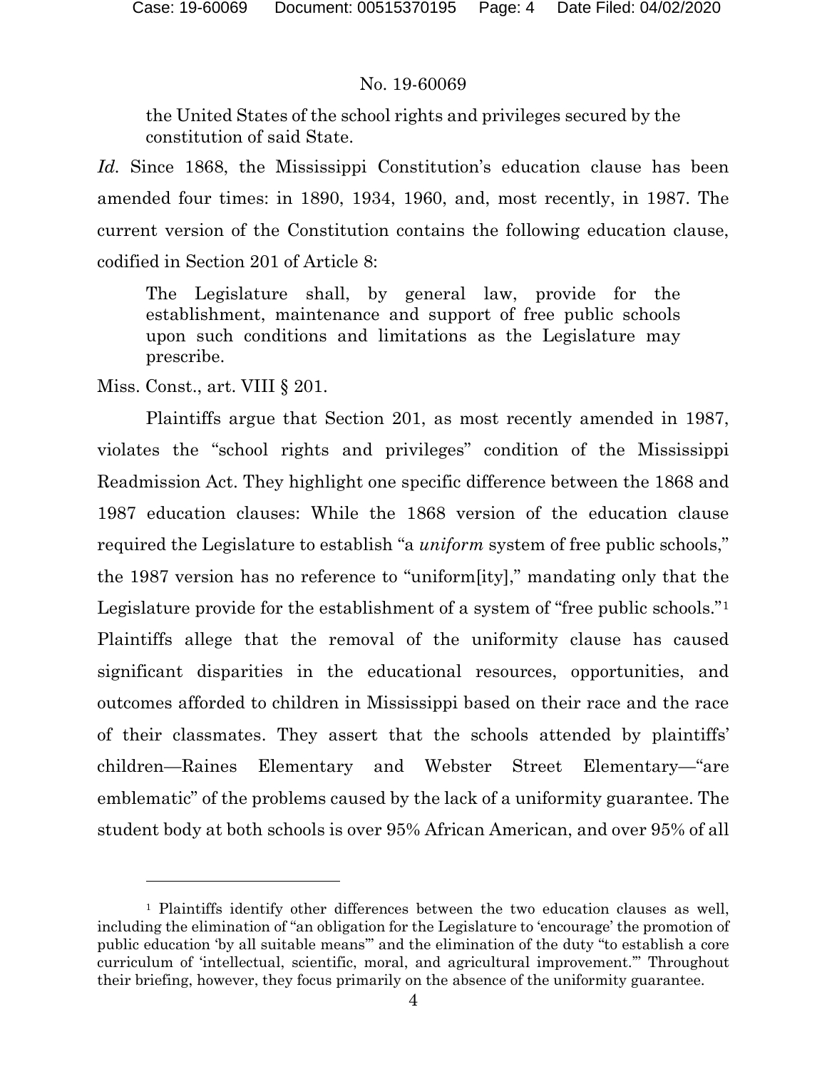> the United States of the school rights and privileges secured by the constitution of said State.

*Id.* Since 1868, the Mississippi Constitution's education clause has been amended four times: in 1890, 1934, 1960, and, most recently, in 1987. The current version of the Constitution contains the following education clause, codified in Section 201 of Article 8:

> The Legislature shall, by general law, provide for the establishment, maintenance and support of free public schools upon such conditions and limitations as the Legislature may prescribe.

Miss. Const., art. VIII § 201.

Plaintiffs argue that Section 201, as most recently amended in 1987, violates the "school rights and privileges" condition of the Mississippi Readmission Act. They highlight one specific difference between the 1868 and 1987 education clauses: While the 1868 version of the education clause required the Legislature to establish "a *uniform* system of free public schools," the 1987 version has no reference to "uniform[ity]," mandating only that the Legislature provide for the establishment of a system of "free public schools."[1] Plaintiffs allege that the removal of the uniformity clause has caused significant disparities in the educational resources, opportunities, and outcomes afforded to children in Mississippi based on their race and the race of their classmates. They assert that the schools attended by plaintiffs' children—Raines Elementary and Webster Street Elementary—"are emblematic" of the problems caused by the lack of a uniformity guarantee. The student body at both schools is over 95% African American, and over 95% of all

---

[1] Plaintiffs identify other differences between the two education clauses as well, including the elimination of "an obligation for the Legislature to 'encourage' the promotion of public education 'by all suitable means'" and the elimination of the duty "to establish a core curriculum of 'intellectual, scientific, moral, and agricultural improvement.'" Throughout their briefing, however, they focus primarily on the absence of the uniformity guarantee.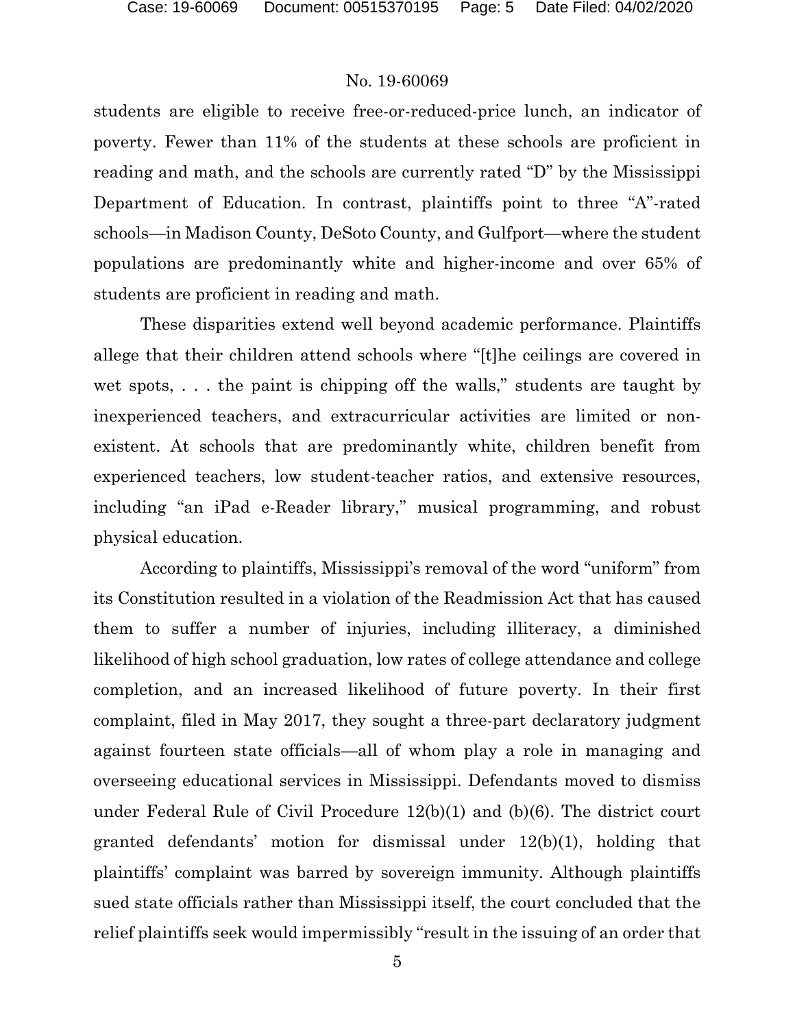students are eligible to receive free-or-reduced-price lunch, an indicator of poverty. Fewer than 11% of the students at these schools are proficient in reading and math, and the schools are currently rated "D" by the Mississippi Department of Education. In contrast, plaintiffs point to three "A"-rated schools—in Madison County, DeSoto County, and Gulfport—where the student populations are predominantly white and higher-income and over 65% of students are proficient in reading and math.

These disparities extend well beyond academic performance. Plaintiffs allege that their children attend schools where "[t]he ceilings are covered in wet spots, . . . the paint is chipping off the walls," students are taught by inexperienced teachers, and extracurricular activities are limited or non-existent. At schools that are predominantly white, children benefit from experienced teachers, low student-teacher ratios, and extensive resources, including "an iPad e-Reader library," musical programming, and robust physical education.

According to plaintiffs, Mississippi's removal of the word "uniform" from its Constitution resulted in a violation of the Readmission Act that has caused them to suffer a number of injuries, including illiteracy, a diminished likelihood of high school graduation, low rates of college attendance and college completion, and an increased likelihood of future poverty. In their first complaint, filed in May 2017, they sought a three-part declaratory judgment against fourteen state officials—all of whom play a role in managing and overseeing educational services in Mississippi. Defendants moved to dismiss under Federal Rule of Civil Procedure 12(b)(1) and (b)(6). The district court granted defendants' motion for dismissal under 12(b)(1), holding that plaintiffs' complaint was barred by sovereign immunity. Although plaintiffs sued state officials rather than Mississippi itself, the court concluded that the relief plaintiffs seek would impermissibly "result in the issuing of an order that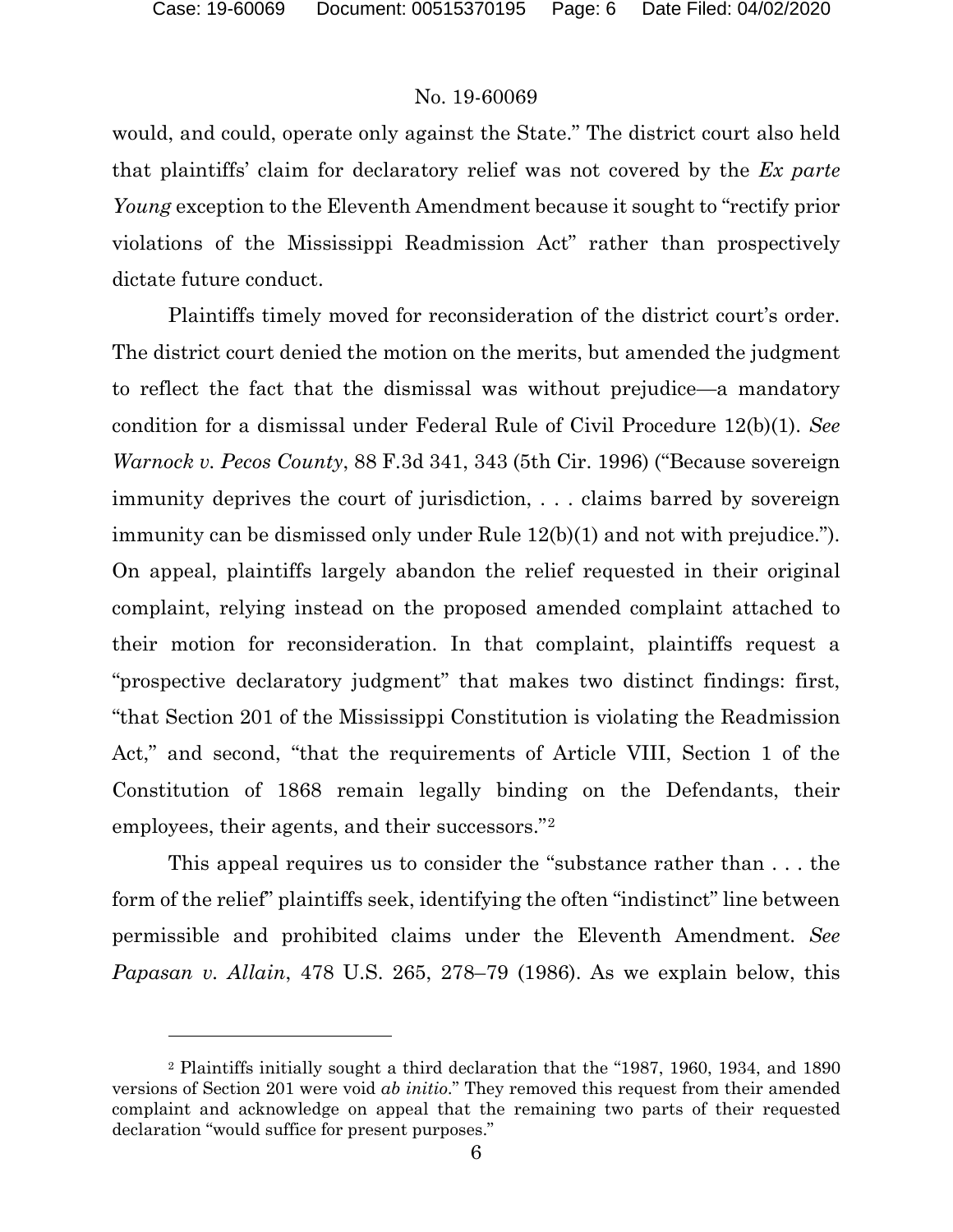would, and could, operate only against the State." The district court also held that plaintiffs' claim for declaratory relief was not covered by the *Ex parte Young* exception to the Eleventh Amendment because it sought to "rectify prior violations of the Mississippi Readmission Act" rather than prospectively dictate future conduct.

Plaintiffs timely moved for reconsideration of the district court's order. The district court denied the motion on the merits, but amended the judgment to reflect the fact that the dismissal was without prejudice—a mandatory condition for a dismissal under Federal Rule of Civil Procedure 12(b)(1). *See Warnock v. Pecos County*, 88 F.3d 341, 343 (5th Cir. 1996) ("Because sovereign immunity deprives the court of jurisdiction, . . . claims barred by sovereign immunity can be dismissed only under Rule 12(b)(1) and not with prejudice."). On appeal, plaintiffs largely abandon the relief requested in their original complaint, relying instead on the proposed amended complaint attached to their motion for reconsideration. In that complaint, plaintiffs request a "prospective declaratory judgment" that makes two distinct findings: first, "that Section 201 of the Mississippi Constitution is violating the Readmission Act," and second, "that the requirements of Article VIII, Section 1 of the Constitution of 1868 remain legally binding on the Defendants, their employees, their agents, and their successors."[2]

This appeal requires us to consider the "substance rather than . . . the form of the relief" plaintiffs seek, identifying the often "indistinct" line between permissible and prohibited claims under the Eleventh Amendment. *See Papasan v. Allain*, 478 U.S. 265, 278–79 (1986). As we explain below, this

---

[2] Plaintiffs initially sought a third declaration that the "1987, 1960, 1934, and 1890 versions of Section 201 were void *ab initio*." They removed this request from their amended complaint and acknowledge on appeal that the remaining two parts of their requested declaration "would suffice for present purposes."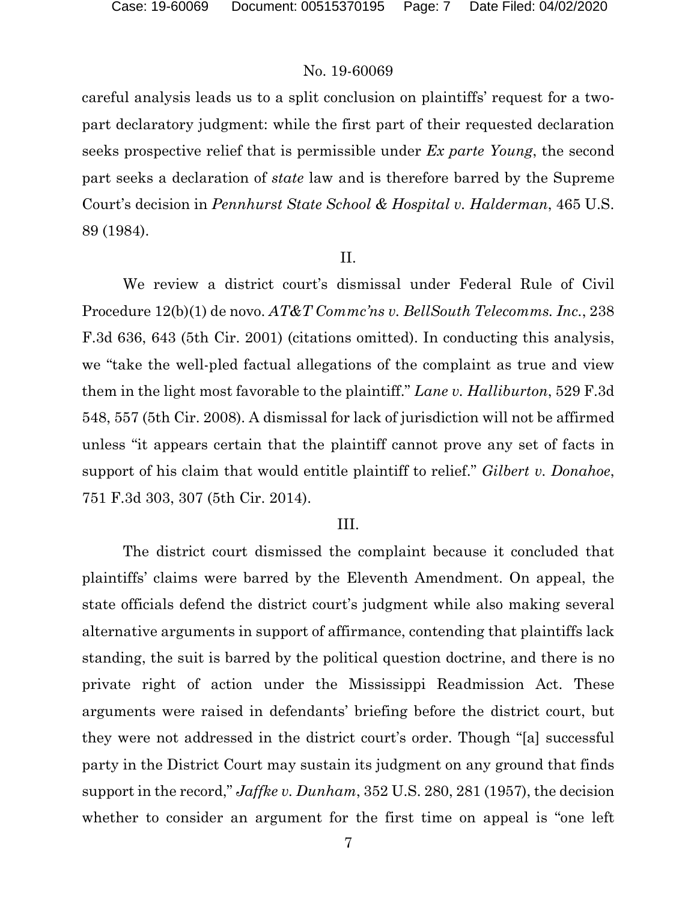careful analysis leads us to a split conclusion on plaintiffs' request for a two-part declaratory judgment: while the first part of their requested declaration seeks prospective relief that is permissible under *Ex parte Young*, the second part seeks a declaration of *state* law and is therefore barred by the Supreme Court's decision in *Pennhurst State School & Hospital v. Halderman*, 465 U.S. 89 (1984).

## II.

We review a district court's dismissal under Federal Rule of Civil Procedure 12(b)(1) de novo. *AT&T Commc'ns v. BellSouth Telecomms. Inc.*, 238 F.3d 636, 643 (5th Cir. 2001) (citations omitted). In conducting this analysis, we "take the well-pled factual allegations of the complaint as true and view them in the light most favorable to the plaintiff." *Lane v. Halliburton*, 529 F.3d 548, 557 (5th Cir. 2008). A dismissal for lack of jurisdiction will not be affirmed unless "it appears certain that the plaintiff cannot prove any set of facts in support of his claim that would entitle plaintiff to relief." *Gilbert v. Donahoe*, 751 F.3d 303, 307 (5th Cir. 2014).

## III.

The district court dismissed the complaint because it concluded that plaintiffs' claims were barred by the Eleventh Amendment. On appeal, the state officials defend the district court's judgment while also making several alternative arguments in support of affirmance, contending that plaintiffs lack standing, the suit is barred by the political question doctrine, and there is no private right of action under the Mississippi Readmission Act. These arguments were raised in defendants' briefing before the district court, but they were not addressed in the district court's order. Though "[a] successful party in the District Court may sustain its judgment on any ground that finds support in the record," *Jaffke v. Dunham*, 352 U.S. 280, 281 (1957), the decision whether to consider an argument for the first time on appeal is "one left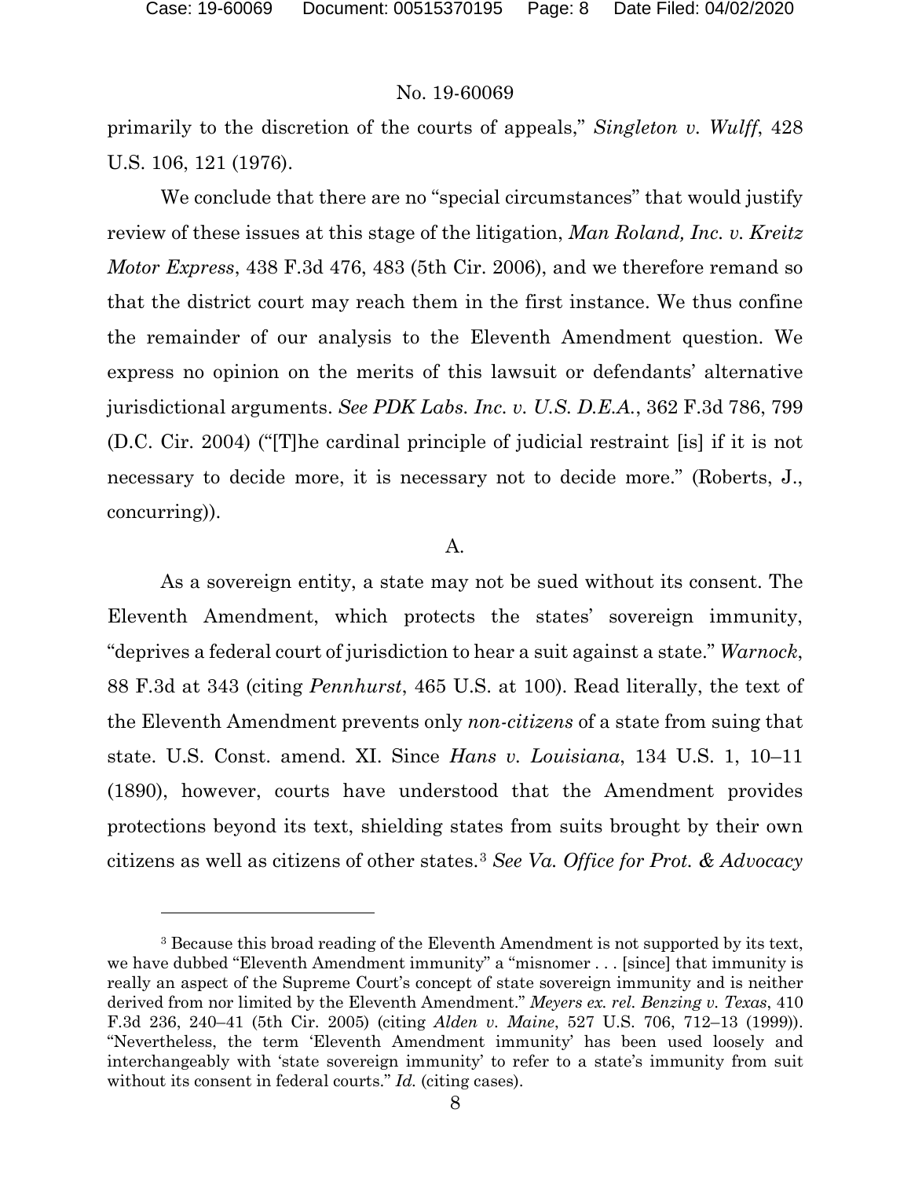primarily to the discretion of the courts of appeals," *Singleton v. Wulff*, 428 U.S. 106, 121 (1976).

We conclude that there are no "special circumstances" that would justify review of these issues at this stage of the litigation, *Man Roland, Inc. v. Kreitz Motor Express*, 438 F.3d 476, 483 (5th Cir. 2006), and we therefore remand so that the district court may reach them in the first instance. We thus confine the remainder of our analysis to the Eleventh Amendment question. We express no opinion on the merits of this lawsuit or defendants' alternative jurisdictional arguments. *See PDK Labs. Inc. v. U.S. D.E.A.*, 362 F.3d 786, 799 (D.C. Cir. 2004) ("[T]he cardinal principle of judicial restraint [is] if it is not necessary to decide more, it is necessary not to decide more." (Roberts, J., concurring)).

### A.

As a sovereign entity, a state may not be sued without its consent. The Eleventh Amendment, which protects the states' sovereign immunity, "deprives a federal court of jurisdiction to hear a suit against a state." *Warnock*, 88 F.3d at 343 (citing *Pennhurst*, 465 U.S. at 100). Read literally, the text of the Eleventh Amendment prevents only *non-citizens* of a state from suing that state. U.S. Const. amend. XI. Since *Hans v. Louisiana*, 134 U.S. 1, 10–11 (1890), however, courts have understood that the Amendment provides protections beyond its text, shielding states from suits brought by their own citizens as well as citizens of other states.[3] *See Va. Office for Prot. & Advocacy*

---

[3] Because this broad reading of the Eleventh Amendment is not supported by its text, we have dubbed "Eleventh Amendment immunity" a "misnomer . . . [since] that immunity is really an aspect of the Supreme Court's concept of state sovereign immunity and is neither derived from nor limited by the Eleventh Amendment." *Meyers ex. rel. Benzing v. Texas*, 410 F.3d 236, 240–41 (5th Cir. 2005) (citing *Alden v. Maine*, 527 U.S. 706, 712–13 (1999)). "Nevertheless, the term 'Eleventh Amendment immunity' has been used loosely and interchangeably with 'state sovereign immunity' to refer to a state's immunity from suit without its consent in federal courts." *Id.* (citing cases).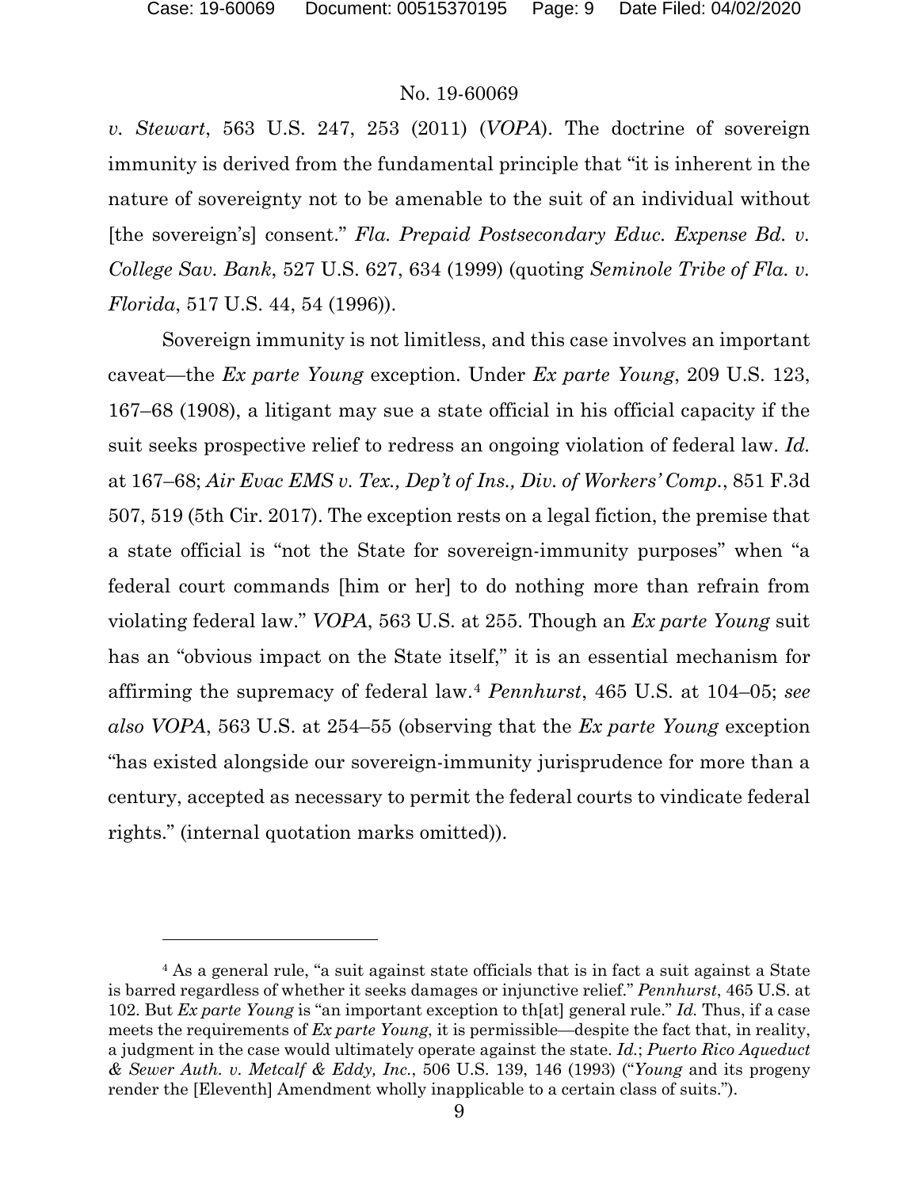*v. Stewart*, 563 U.S. 247, 253 (2011) (*VOPA*). The doctrine of sovereign immunity is derived from the fundamental principle that "it is inherent in the nature of sovereignty not to be amenable to the suit of an individual without [the sovereign's] consent." *Fla. Prepaid Postsecondary Educ. Expense Bd. v. College Sav. Bank*, 527 U.S. 627, 634 (1999) (quoting *Seminole Tribe of Fla. v. Florida*, 517 U.S. 44, 54 (1996)).

Sovereign immunity is not limitless, and this case involves an important caveat—the *Ex parte Young* exception. Under *Ex parte Young*, 209 U.S. 123, 167–68 (1908), a litigant may sue a state official in his official capacity if the suit seeks prospective relief to redress an ongoing violation of federal law. *Id.* at 167–68; *Air Evac EMS v. Tex., Dep't of Ins., Div. of Workers' Comp.*, 851 F.3d 507, 519 (5th Cir. 2017). The exception rests on a legal fiction, the premise that a state official is "not the State for sovereign-immunity purposes" when "a federal court commands [him or her] to do nothing more than refrain from violating federal law." *VOPA*, 563 U.S. at 255. Though an *Ex parte Young* suit has an "obvious impact on the State itself," it is an essential mechanism for affirming the supremacy of federal law.[4] *Pennhurst*, 465 U.S. at 104–05; *see also VOPA*, 563 U.S. at 254–55 (observing that the *Ex parte Young* exception "has existed alongside our sovereign-immunity jurisprudence for more than a century, accepted as necessary to permit the federal courts to vindicate federal rights." (internal quotation marks omitted)).

---

[4] As a general rule, "a suit against state officials that is in fact a suit against a State is barred regardless of whether it seeks damages or injunctive relief." *Pennhurst*, 465 U.S. at 102. But *Ex parte Young* is "an important exception to th[at] general rule." *Id.* Thus, if a case meets the requirements of *Ex parte Young*, it is permissible—despite the fact that, in reality, a judgment in the case would ultimately operate against the state. *Id.*; *Puerto Rico Aqueduct & Sewer Auth. v. Metcalf & Eddy, Inc.*, 506 U.S. 139, 146 (1993) ("*Young* and its progeny render the [Eleventh] Amendment wholly inapplicable to a certain class of suits.").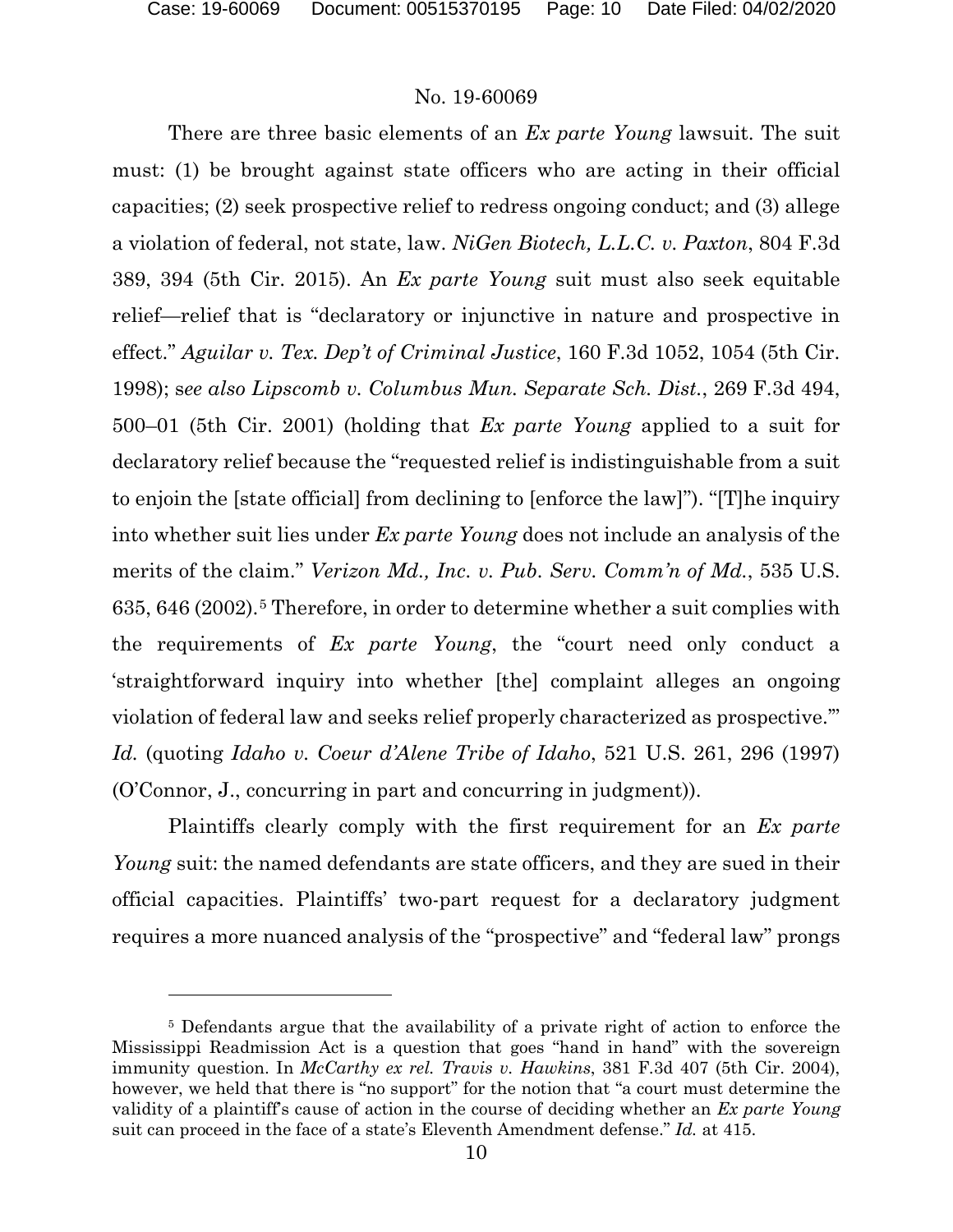There are three basic elements of an *Ex parte Young* lawsuit. The suit must: (1) be brought against state officers who are acting in their official capacities; (2) seek prospective relief to redress ongoing conduct; and (3) allege a violation of federal, not state, law. *NiGen Biotech, L.L.C. v. Paxton*, 804 F.3d 389, 394 (5th Cir. 2015). An *Ex parte Young* suit must also seek equitable relief—relief that is "declaratory or injunctive in nature and prospective in effect." *Aguilar v. Tex. Dep't of Criminal Justice*, 160 F.3d 1052, 1054 (5th Cir. 1998); *see also Lipscomb v. Columbus Mun. Separate Sch. Dist.*, 269 F.3d 494, 500–01 (5th Cir. 2001) (holding that *Ex parte Young* applied to a suit for declaratory relief because the "requested relief is indistinguishable from a suit to enjoin the [state official] from declining to [enforce the law]"). "[T]he inquiry into whether suit lies under *Ex parte Young* does not include an analysis of the merits of the claim." *Verizon Md., Inc. v. Pub. Serv. Comm'n of Md.*, 535 U.S. 635, 646 (2002).[5] Therefore, in order to determine whether a suit complies with the requirements of *Ex parte Young*, the "court need only conduct a 'straightforward inquiry into whether [the] complaint alleges an ongoing violation of federal law and seeks relief properly characterized as prospective.'" *Id.* (quoting *Idaho v. Coeur d'Alene Tribe of Idaho*, 521 U.S. 261, 296 (1997) (O'Connor, J., concurring in part and concurring in judgment)).

Plaintiffs clearly comply with the first requirement for an *Ex parte Young* suit: the named defendants are state officers, and they are sued in their official capacities. Plaintiffs' two-part request for a declaratory judgment requires a more nuanced analysis of the "prospective" and "federal law" prongs

---

[5] Defendants argue that the availability of a private right of action to enforce the Mississippi Readmission Act is a question that goes "hand in hand" with the sovereign immunity question. In *McCarthy ex rel. Travis v. Hawkins*, 381 F.3d 407 (5th Cir. 2004), however, we held that there is "no support" for the notion that "a court must determine the validity of a plaintiff's cause of action in the course of deciding whether an *Ex parte Young* suit can proceed in the face of a state's Eleventh Amendment defense." *Id.* at 415.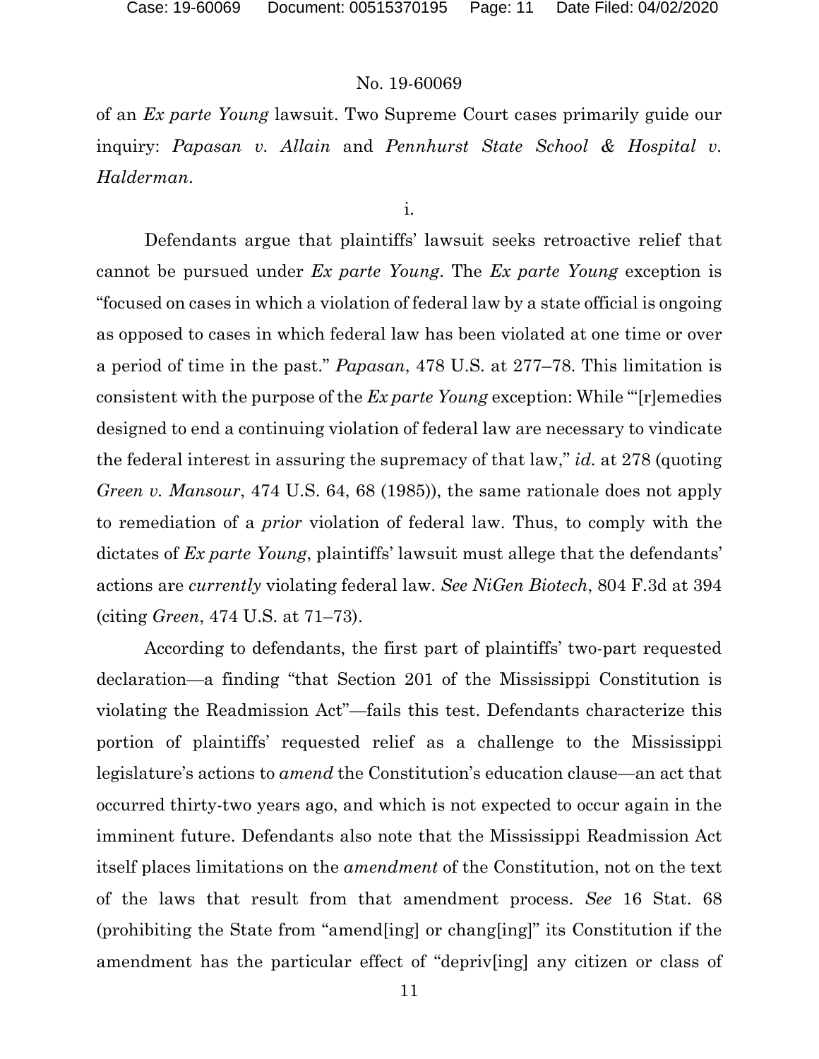of an *Ex parte Young* lawsuit. Two Supreme Court cases primarily guide our inquiry: *Papasan v. Allain* and *Pennhurst State School & Hospital v. Halderman*.

i.

Defendants argue that plaintiffs' lawsuit seeks retroactive relief that cannot be pursued under *Ex parte Young*. The *Ex parte Young* exception is "focused on cases in which a violation of federal law by a state official is ongoing as opposed to cases in which federal law has been violated at one time or over a period of time in the past." *Papasan*, 478 U.S. at 277–78. This limitation is consistent with the purpose of the *Ex parte Young* exception: While "'[r]emedies designed to end a continuing violation of federal law are necessary to vindicate the federal interest in assuring the supremacy of that law," *id.* at 278 (quoting *Green v. Mansour*, 474 U.S. 64, 68 (1985)), the same rationale does not apply to remediation of a *prior* violation of federal law. Thus, to comply with the dictates of *Ex parte Young*, plaintiffs' lawsuit must allege that the defendants' actions are *currently* violating federal law. *See NiGen Biotech*, 804 F.3d at 394 (citing *Green*, 474 U.S. at 71–73).

According to defendants, the first part of plaintiffs' two-part requested declaration—a finding "that Section 201 of the Mississippi Constitution is violating the Readmission Act"—fails this test. Defendants characterize this portion of plaintiffs' requested relief as a challenge to the Mississippi legislature's actions to *amend* the Constitution's education clause—an act that occurred thirty-two years ago, and which is not expected to occur again in the imminent future. Defendants also note that the Mississippi Readmission Act itself places limitations on the *amendment* of the Constitution, not on the text of the laws that result from that amendment process. *See* 16 Stat. 68 (prohibiting the State from "amend[ing] or chang[ing]" its Constitution if the amendment has the particular effect of "depriv[ing] any citizen or class of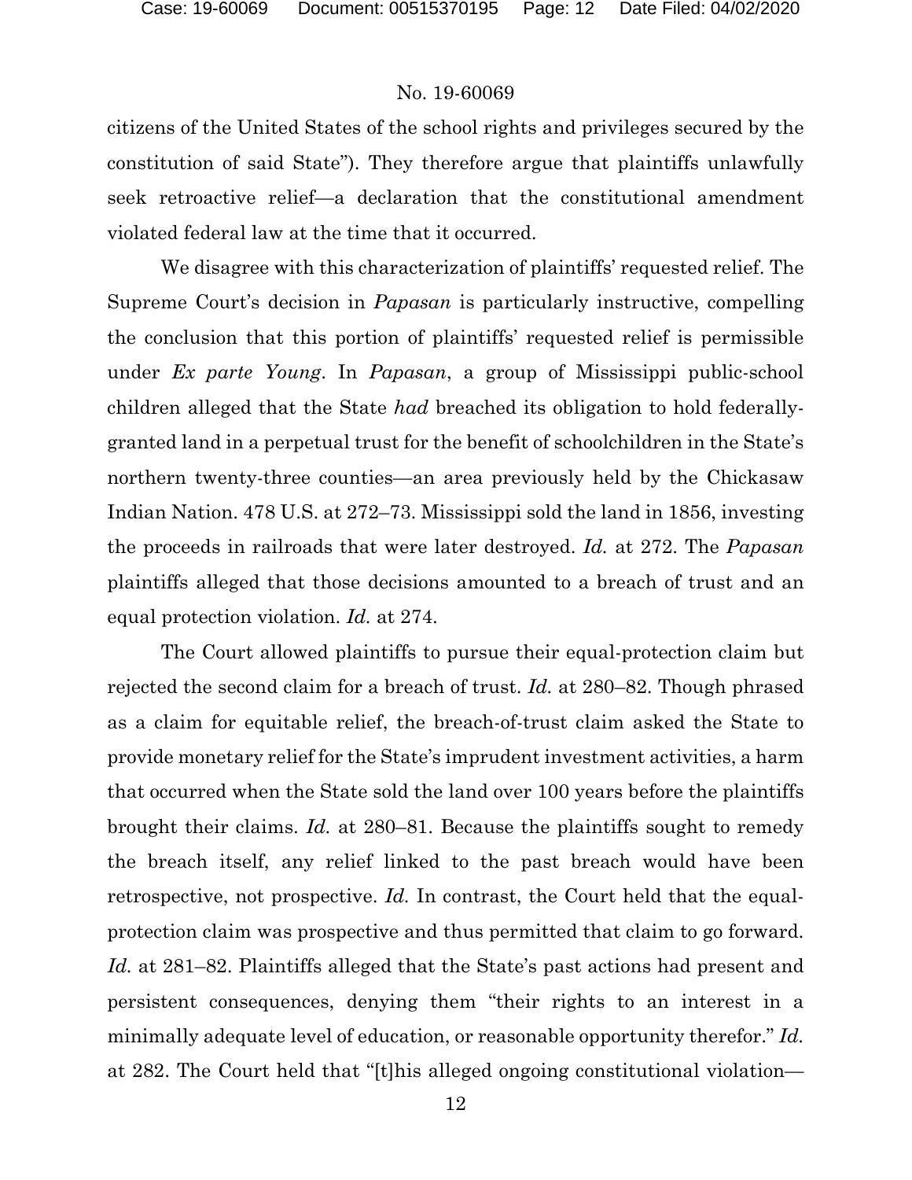citizens of the United States of the school rights and privileges secured by the constitution of said State"). They therefore argue that plaintiffs unlawfully seek retroactive relief—a declaration that the constitutional amendment violated federal law at the time that it occurred.

We disagree with this characterization of plaintiffs' requested relief. The Supreme Court's decision in *Papasan* is particularly instructive, compelling the conclusion that this portion of plaintiffs' requested relief is permissible under *Ex parte Young*. In *Papasan*, a group of Mississippi public-school children alleged that the State *had* breached its obligation to hold federally-granted land in a perpetual trust for the benefit of schoolchildren in the State's northern twenty-three counties—an area previously held by the Chickasaw Indian Nation. 478 U.S. at 272–73. Mississippi sold the land in 1856, investing the proceeds in railroads that were later destroyed. *Id.* at 272. The *Papasan* plaintiffs alleged that those decisions amounted to a breach of trust and an equal protection violation. *Id.* at 274.

The Court allowed plaintiffs to pursue their equal-protection claim but rejected the second claim for a breach of trust. *Id.* at 280–82. Though phrased as a claim for equitable relief, the breach-of-trust claim asked the State to provide monetary relief for the State's imprudent investment activities, a harm that occurred when the State sold the land over 100 years before the plaintiffs brought their claims. *Id.* at 280–81. Because the plaintiffs sought to remedy the breach itself, any relief linked to the past breach would have been retrospective, not prospective. *Id.* In contrast, the Court held that the equal-protection claim was prospective and thus permitted that claim to go forward. *Id.* at 281–82. Plaintiffs alleged that the State's past actions had present and persistent consequences, denying them "their rights to an interest in a minimally adequate level of education, or reasonable opportunity therefor." *Id.* at 282. The Court held that "[t]his alleged ongoing constitutional violation—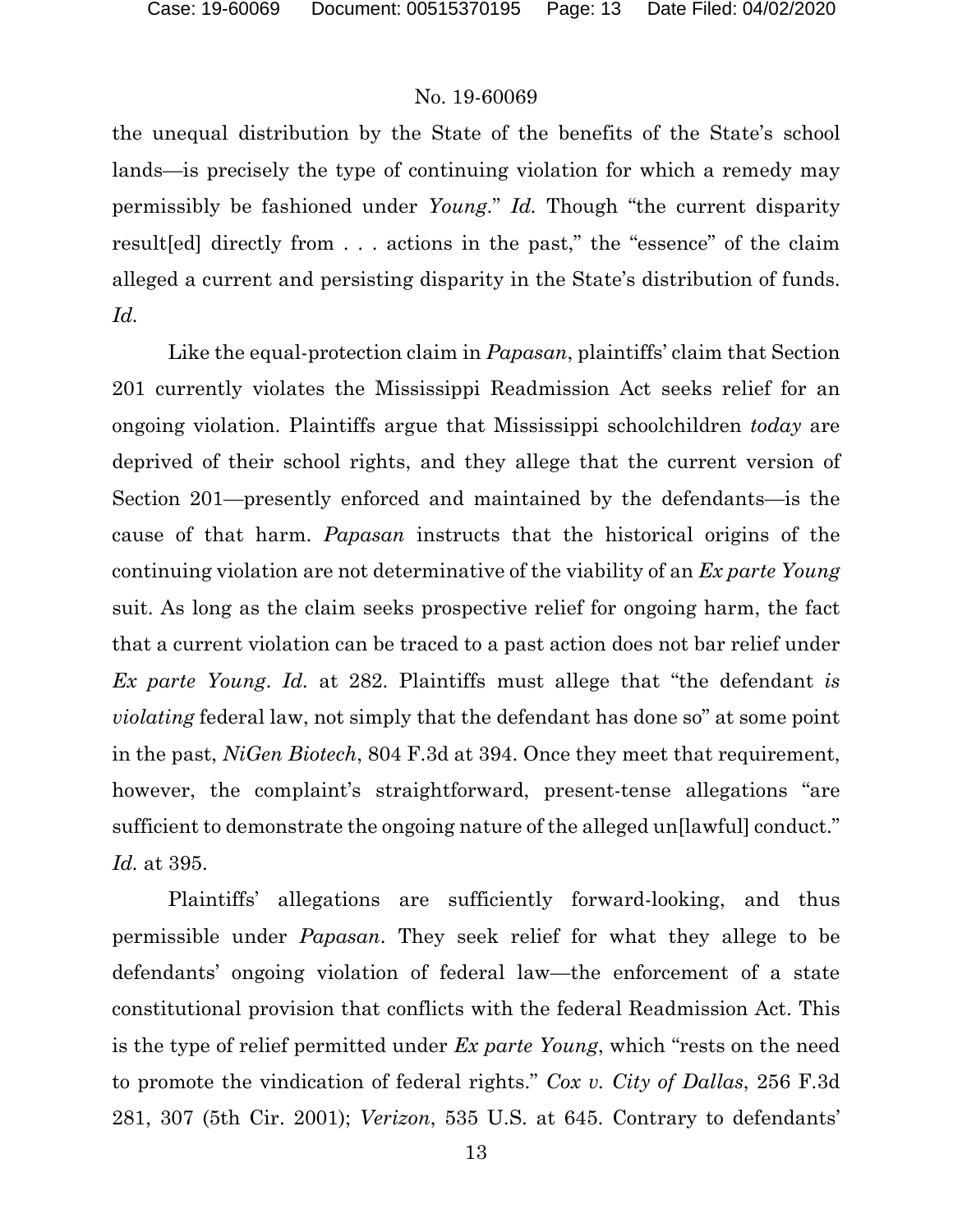the unequal distribution by the State of the benefits of the State's school lands—is precisely the type of continuing violation for which a remedy may permissibly be fashioned under *Young*." *Id.* Though "the current disparity result[ed] directly from . . . actions in the past," the "essence" of the claim alleged a current and persisting disparity in the State's distribution of funds. *Id.*

Like the equal-protection claim in *Papasan*, plaintiffs' claim that Section 201 currently violates the Mississippi Readmission Act seeks relief for an ongoing violation. Plaintiffs argue that Mississippi schoolchildren *today* are deprived of their school rights, and they allege that the current version of Section 201—presently enforced and maintained by the defendants—is the cause of that harm. *Papasan* instructs that the historical origins of the continuing violation are not determinative of the viability of an *Ex parte Young* suit. As long as the claim seeks prospective relief for ongoing harm, the fact that a current violation can be traced to a past action does not bar relief under *Ex parte Young*. *Id.* at 282. Plaintiffs must allege that "the defendant *is violating* federal law, not simply that the defendant has done so" at some point in the past, *NiGen Biotech*, 804 F.3d at 394. Once they meet that requirement, however, the complaint's straightforward, present-tense allegations "are sufficient to demonstrate the ongoing nature of the alleged un[lawful] conduct." *Id.* at 395.

Plaintiffs' allegations are sufficiently forward-looking, and thus permissible under *Papasan*. They seek relief for what they allege to be defendants' ongoing violation of federal law—the enforcement of a state constitutional provision that conflicts with the federal Readmission Act. This is the type of relief permitted under *Ex parte Young*, which "rests on the need to promote the vindication of federal rights." *Cox v. City of Dallas*, 256 F.3d 281, 307 (5th Cir. 2001); *Verizon*, 535 U.S. at 645. Contrary to defendants'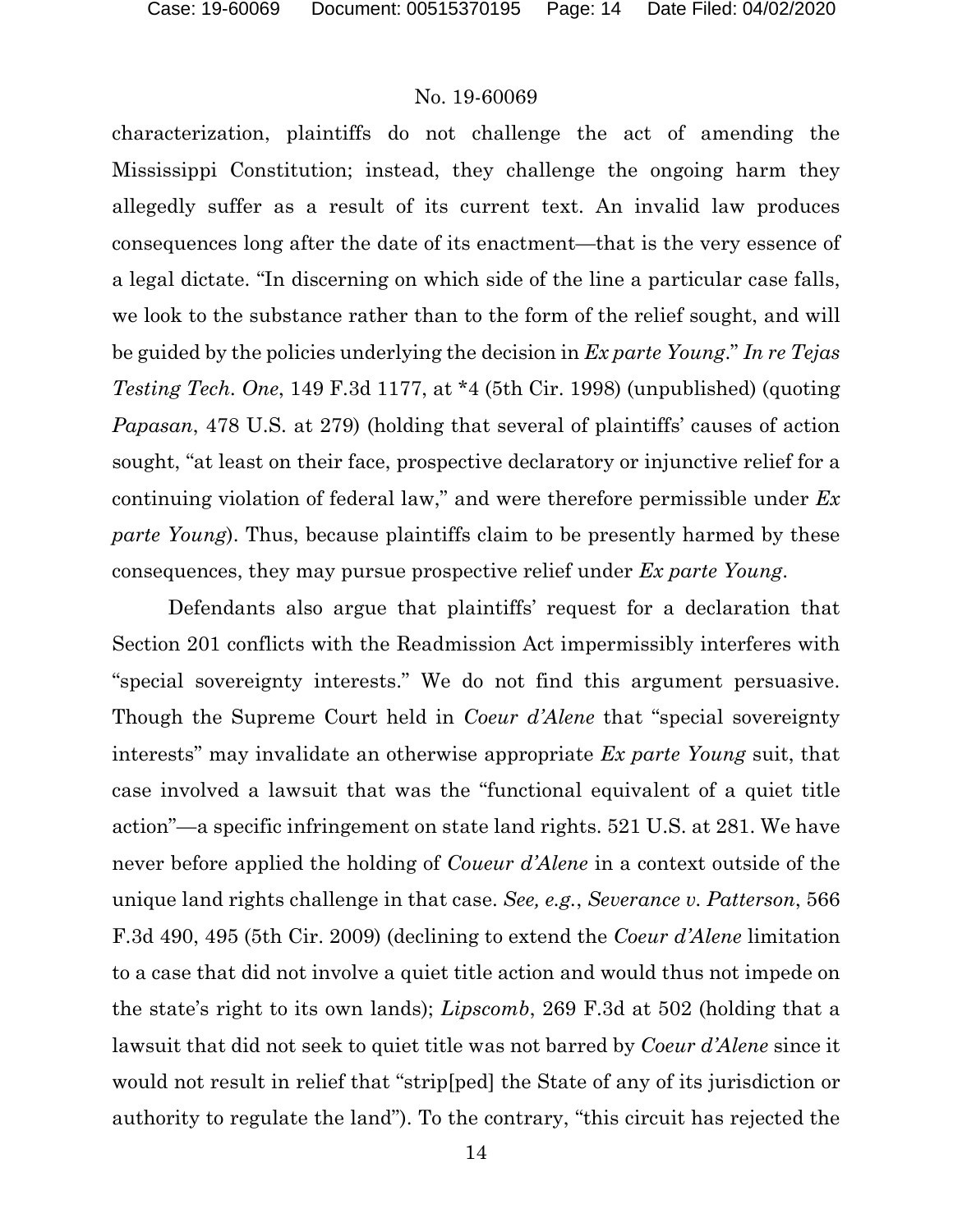characterization, plaintiffs do not challenge the act of amending the Mississippi Constitution; instead, they challenge the ongoing harm they allegedly suffer as a result of its current text. An invalid law produces consequences long after the date of its enactment—that is the very essence of a legal dictate. "In discerning on which side of the line a particular case falls, we look to the substance rather than to the form of the relief sought, and will be guided by the policies underlying the decision in *Ex parte Young*." *In re Tejas Testing Tech. One*, 149 F.3d 1177, at *4 (5th Cir. 1998) (unpublished) (quoting *Papasan*, 478 U.S. at 279) (holding that several of plaintiffs' causes of action sought, "at least on their face, prospective declaratory or injunctive relief for a continuing violation of federal law," and were therefore permissible under *Ex parte Young*). Thus, because plaintiffs claim to be presently harmed by these consequences, they may pursue prospective relief under *Ex parte Young*.

Defendants also argue that plaintiffs' request for a declaration that Section 201 conflicts with the Readmission Act impermissibly interferes with "special sovereignty interests." We do not find this argument persuasive. Though the Supreme Court held in *Coeur d'Alene* that "special sovereignty interests" may invalidate an otherwise appropriate *Ex parte Young* suit, that case involved a lawsuit that was the "functional equivalent of a quiet title action"—a specific infringement on state land rights. 521 U.S. at 281. We have never before applied the holding of *Coueur d'Alene* in a context outside of the unique land rights challenge in that case. *See, e.g.*, *Severance v. Patterson*, 566 F.3d 490, 495 (5th Cir. 2009) (declining to extend the *Coeur d'Alene* limitation to a case that did not involve a quiet title action and would thus not impede on the state's right to its own lands); *Lipscomb*, 269 F.3d at 502 (holding that a lawsuit that did not seek to quiet title was not barred by *Coeur d'Alene* since it would not result in relief that "strip[ped] the State of any of its jurisdiction or authority to regulate the land"). To the contrary, "this circuit has rejected the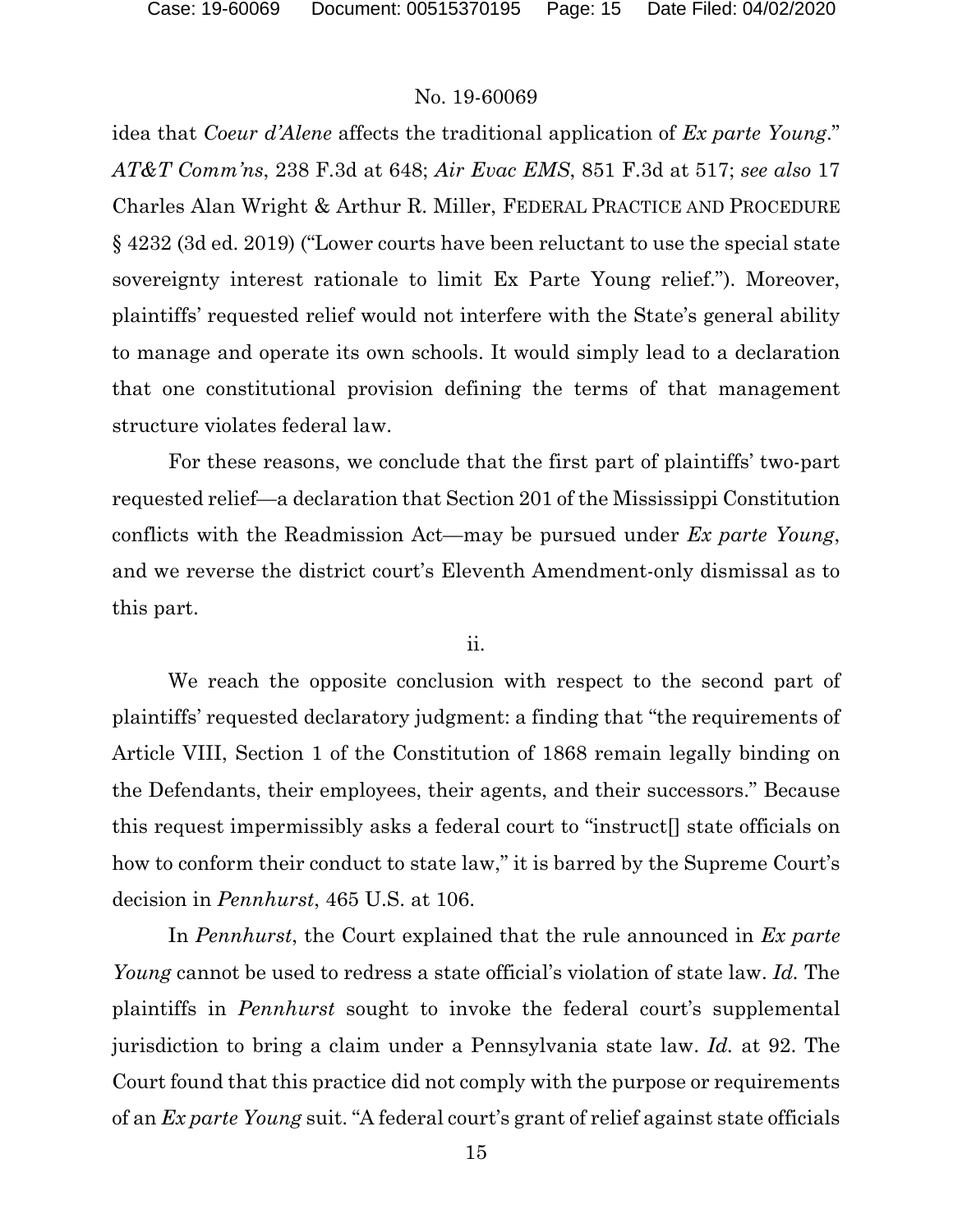idea that *Coeur d'Alene* affects the traditional application of *Ex parte Young*." *AT&T Comm'ns*, 238 F.3d at 648; *Air Evac EMS*, 851 F.3d at 517; *see also* 17 Charles Alan Wright & Arthur R. Miller, FEDERAL PRACTICE AND PROCEDURE § 4232 (3d ed. 2019) ("Lower courts have been reluctant to use the special state sovereignty interest rationale to limit Ex Parte Young relief."). Moreover, plaintiffs' requested relief would not interfere with the State's general ability to manage and operate its own schools. It would simply lead to a declaration that one constitutional provision defining the terms of that management structure violates federal law.

For these reasons, we conclude that the first part of plaintiffs' two-part requested relief—a declaration that Section 201 of the Mississippi Constitution conflicts with the Readmission Act—may be pursued under *Ex parte Young*, and we reverse the district court's Eleventh Amendment-only dismissal as to this part.

ii.

We reach the opposite conclusion with respect to the second part of plaintiffs' requested declaratory judgment: a finding that "the requirements of Article VIII, Section 1 of the Constitution of 1868 remain legally binding on the Defendants, their employees, their agents, and their successors." Because this request impermissibly asks a federal court to "instruct[] state officials on how to conform their conduct to state law," it is barred by the Supreme Court's decision in *Pennhurst*, 465 U.S. at 106.

In *Pennhurst*, the Court explained that the rule announced in *Ex parte Young* cannot be used to redress a state official's violation of state law. *Id.* The plaintiffs in *Pennhurst* sought to invoke the federal court's supplemental jurisdiction to bring a claim under a Pennsylvania state law. *Id.* at 92. The Court found that this practice did not comply with the purpose or requirements of an *Ex parte Young* suit. "A federal court's grant of relief against state officials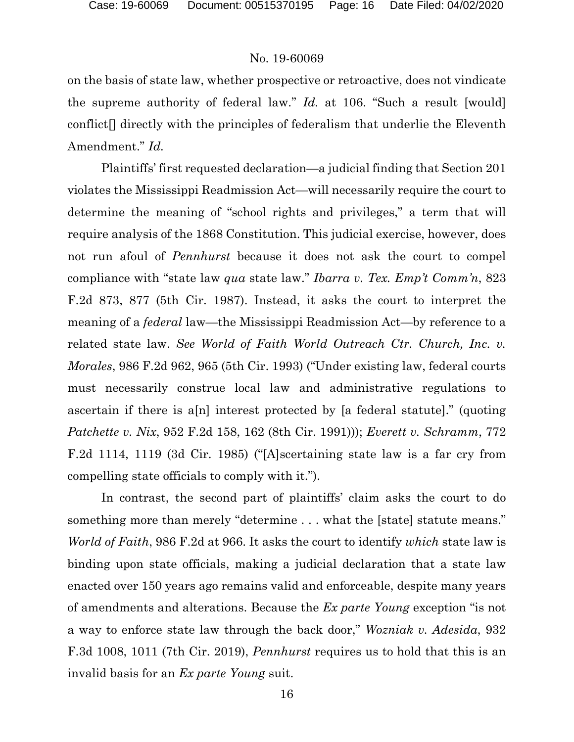on the basis of state law, whether prospective or retroactive, does not vindicate the supreme authority of federal law." *Id.* at 106. "Such a result [would] conflict[] directly with the principles of federalism that underlie the Eleventh Amendment." *Id.*

Plaintiffs' first requested declaration—a judicial finding that Section 201 violates the Mississippi Readmission Act—will necessarily require the court to determine the meaning of "school rights and privileges," a term that will require analysis of the 1868 Constitution. This judicial exercise, however, does not run afoul of *Pennhurst* because it does not ask the court to compel compliance with "state law *qua* state law." *Ibarra v. Tex. Emp't Comm'n*, 823 F.2d 873, 877 (5th Cir. 1987). Instead, it asks the court to interpret the meaning of a *federal* law—the Mississippi Readmission Act—by reference to a related state law. *See World of Faith World Outreach Ctr. Church, Inc. v. Morales*, 986 F.2d 962, 965 (5th Cir. 1993) ("Under existing law, federal courts must necessarily construe local law and administrative regulations to ascertain if there is a[n] interest protected by [a federal statute]." (quoting *Patchette v. Nix*, 952 F.2d 158, 162 (8th Cir. 1991))); *Everett v. Schramm*, 772 F.2d 1114, 1119 (3d Cir. 1985) ("[A]scertaining state law is a far cry from compelling state officials to comply with it.").

In contrast, the second part of plaintiffs' claim asks the court to do something more than merely "determine . . . what the [state] statute means." *World of Faith*, 986 F.2d at 966. It asks the court to identify *which* state law is binding upon state officials, making a judicial declaration that a state law enacted over 150 years ago remains valid and enforceable, despite many years of amendments and alterations. Because the *Ex parte Young* exception "is not a way to enforce state law through the back door," *Wozniak v. Adesida*, 932 F.3d 1008, 1011 (7th Cir. 2019), *Pennhurst* requires us to hold that this is an invalid basis for an *Ex parte Young* suit.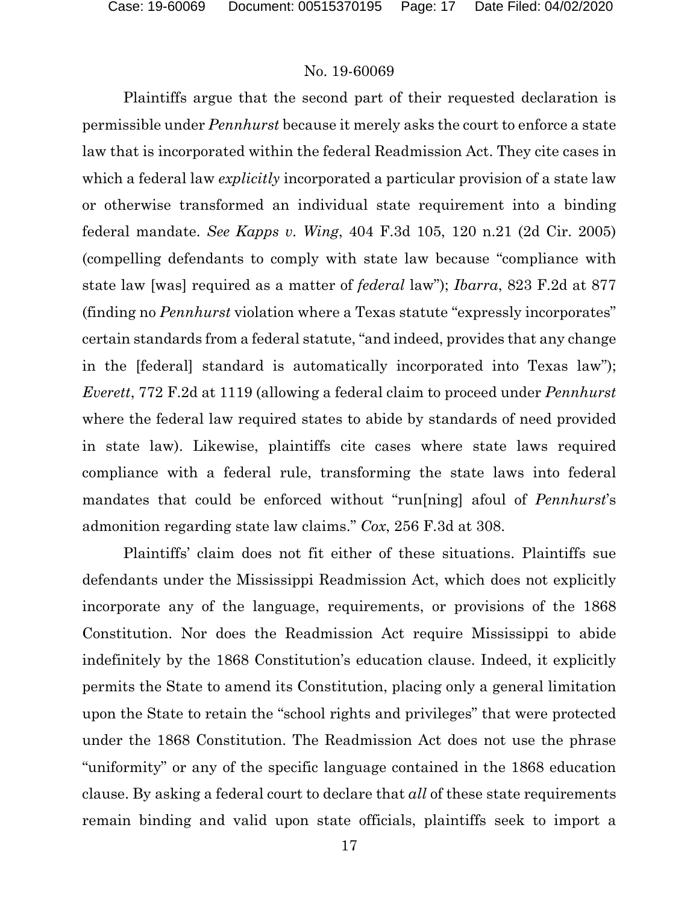Plaintiffs argue that the second part of their requested declaration is permissible under *Pennhurst* because it merely asks the court to enforce a state law that is incorporated within the federal Readmission Act. They cite cases in which a federal law *explicitly* incorporated a particular provision of a state law or otherwise transformed an individual state requirement into a binding federal mandate. *See Kapps v. Wing*, 404 F.3d 105, 120 n.21 (2d Cir. 2005) (compelling defendants to comply with state law because "compliance with state law [was] required as a matter of *federal* law"); *Ibarra*, 823 F.2d at 877 (finding no *Pennhurst* violation where a Texas statute "expressly incorporates" certain standards from a federal statute, "and indeed, provides that any change in the [federal] standard is automatically incorporated into Texas law"); *Everett*, 772 F.2d at 1119 (allowing a federal claim to proceed under *Pennhurst* where the federal law required states to abide by standards of need provided in state law). Likewise, plaintiffs cite cases where state laws required compliance with a federal rule, transforming the state laws into federal mandates that could be enforced without "run[ning] afoul of *Pennhurst*'s admonition regarding state law claims." *Cox*, 256 F.3d at 308.

Plaintiffs' claim does not fit either of these situations. Plaintiffs sue defendants under the Mississippi Readmission Act, which does not explicitly incorporate any of the language, requirements, or provisions of the 1868 Constitution. Nor does the Readmission Act require Mississippi to abide indefinitely by the 1868 Constitution's education clause. Indeed, it explicitly permits the State to amend its Constitution, placing only a general limitation upon the State to retain the "school rights and privileges" that were protected under the 1868 Constitution. The Readmission Act does not use the phrase "uniformity" or any of the specific language contained in the 1868 education clause. By asking a federal court to declare that *all* of these state requirements remain binding and valid upon state officials, plaintiffs seek to import a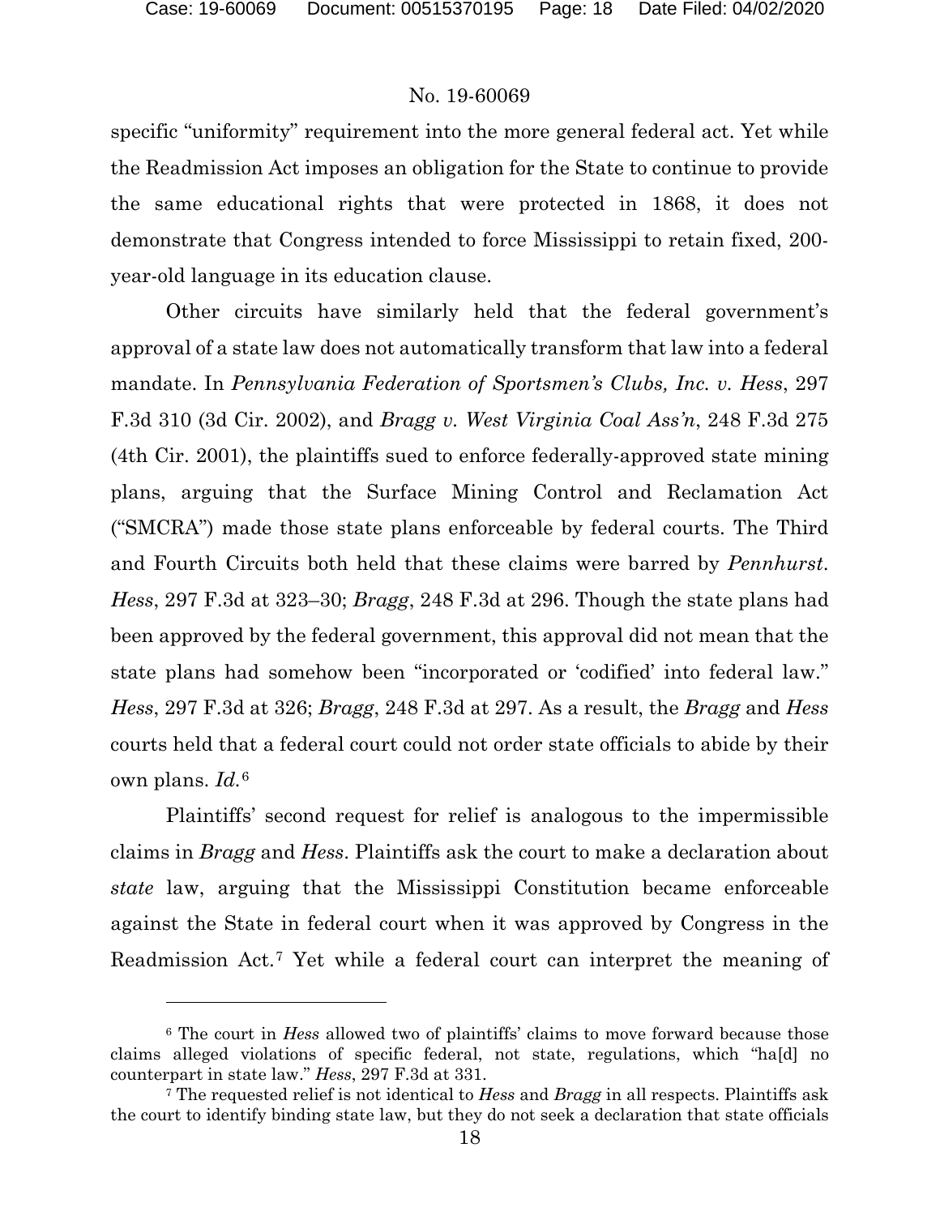specific "uniformity" requirement into the more general federal act. Yet while the Readmission Act imposes an obligation for the State to continue to provide the same educational rights that were protected in 1868, it does not demonstrate that Congress intended to force Mississippi to retain fixed, 200-year-old language in its education clause.

Other circuits have similarly held that the federal government's approval of a state law does not automatically transform that law into a federal mandate. In *Pennsylvania Federation of Sportsmen's Clubs, Inc. v. Hess*, 297 F.3d 310 (3d Cir. 2002), and *Bragg v. West Virginia Coal Ass'n*, 248 F.3d 275 (4th Cir. 2001), the plaintiffs sued to enforce federally-approved state mining plans, arguing that the Surface Mining Control and Reclamation Act ("SMCRA") made those state plans enforceable by federal courts. The Third and Fourth Circuits both held that these claims were barred by *Pennhurst*. *Hess*, 297 F.3d at 323–30; *Bragg*, 248 F.3d at 296. Though the state plans had been approved by the federal government, this approval did not mean that the state plans had somehow been "incorporated or 'codified' into federal law." *Hess*, 297 F.3d at 326; *Bragg*, 248 F.3d at 297. As a result, the *Bragg* and *Hess* courts held that a federal court could not order state officials to abide by their own plans. *Id.*[6]

Plaintiffs' second request for relief is analogous to the impermissible claims in *Bragg* and *Hess*. Plaintiffs ask the court to make a declaration about *state* law, arguing that the Mississippi Constitution became enforceable against the State in federal court when it was approved by Congress in the Readmission Act.[7] Yet while a federal court can interpret the meaning of

---

[6] The court in *Hess* allowed two of plaintiffs' claims to move forward because those claims alleged violations of specific federal, not state, regulations, which "ha[d] no counterpart in state law." *Hess*, 297 F.3d at 331.

[7] The requested relief is not identical to *Hess* and *Bragg* in all respects. Plaintiffs ask the court to identify binding state law, but they do not seek a declaration that state officials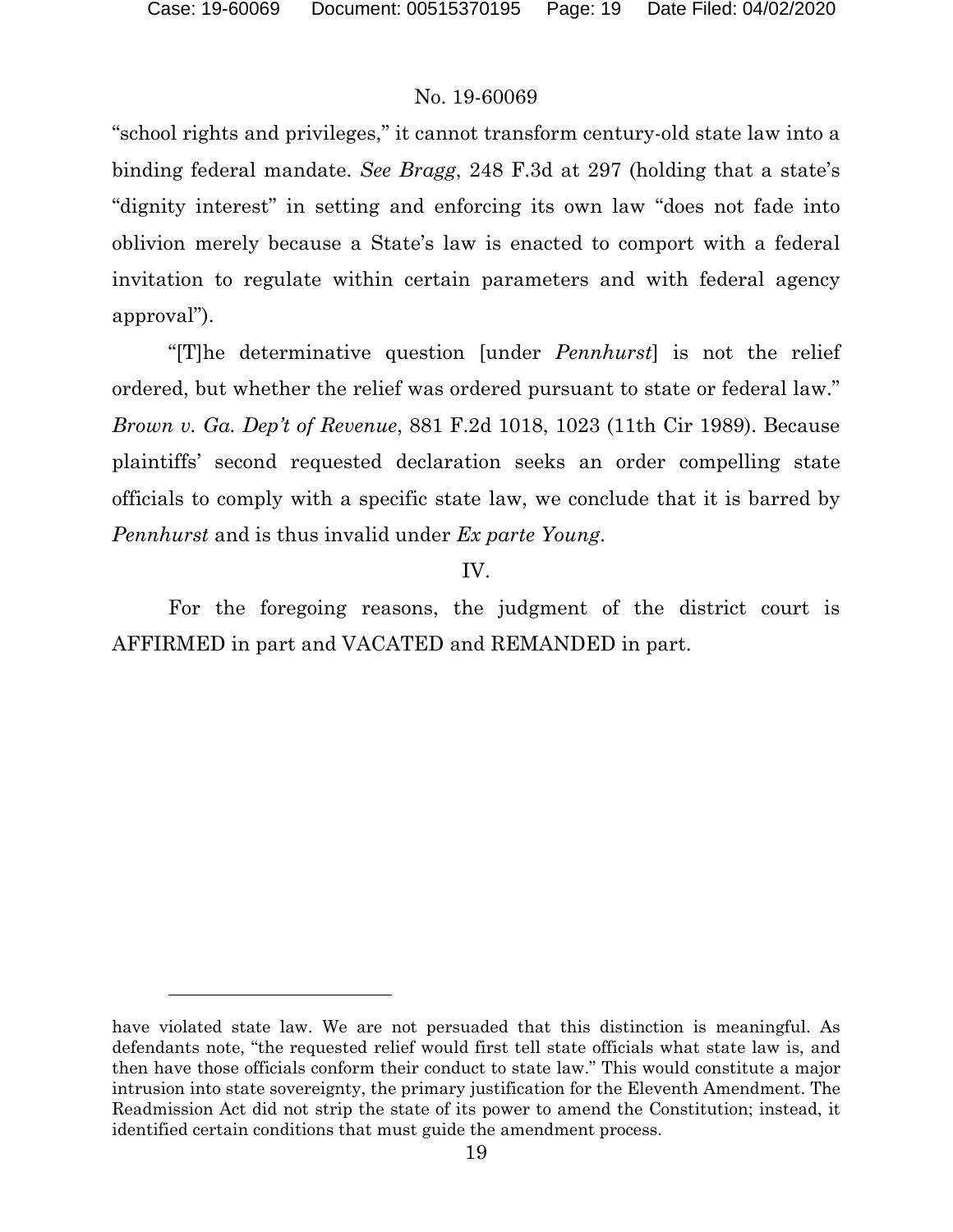"school rights and privileges," it cannot transform century-old state law into a binding federal mandate. *See Bragg*, 248 F.3d at 297 (holding that a state's "dignity interest" in setting and enforcing its own law "does not fade into oblivion merely because a State's law is enacted to comport with a federal invitation to regulate within certain parameters and with federal agency approval").

"[T]he determinative question [under *Pennhurst*] is not the relief ordered, but whether the relief was ordered pursuant to state or federal law." *Brown v. Ga. Dep't of Revenue*, 881 F.2d 1018, 1023 (11th Cir 1989). Because plaintiffs' second requested declaration seeks an order compelling state officials to comply with a specific state law, we conclude that it is barred by *Pennhurst* and is thus invalid under *Ex parte Young*.

IV.

For the foregoing reasons, the judgment of the district court is AFFIRMED in part and VACATED and REMANDED in part.

---

have violated state law. We are not persuaded that this distinction is meaningful. As defendants note, "the requested relief would first tell state officials what state law is, and then have those officials conform their conduct to state law." This would constitute a major intrusion into state sovereignty, the primary justification for the Eleventh Amendment. The Readmission Act did not strip the state of its power to amend the Constitution; instead, it identified certain conditions that must guide the amendment process.